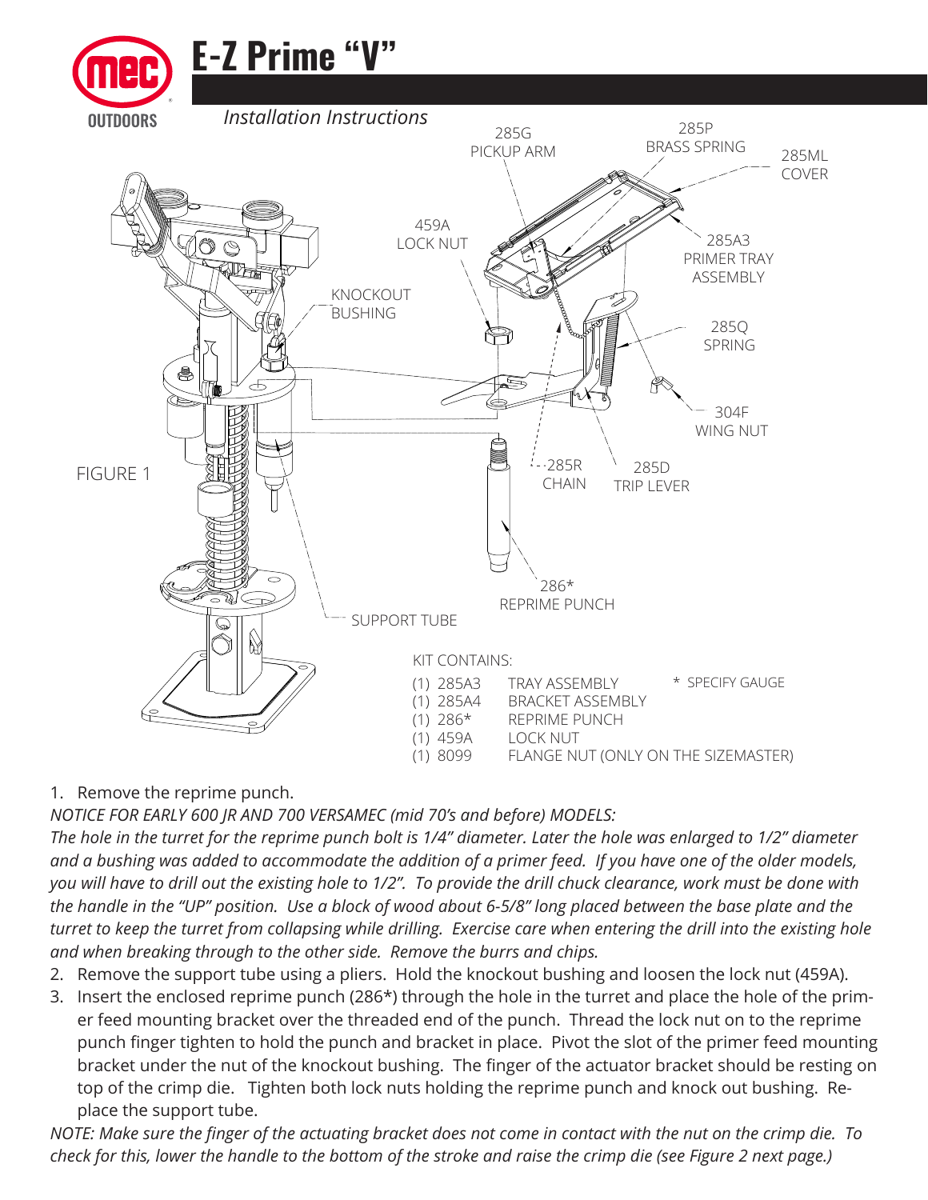# E-Z Prime "V"

*Installation Instructions*

FIGURE 1

285G PICKUP ARM

285P BRASS SPRING

285ML COVER

459A LOCK NUT

285A3 PRIMER TRAY ASSEMBLY

KNOCKOUT BUSHING

285Q SPRING

304F WING NUT

285R CHAIN

285D TRIP LEVER

286* REPRIME PUNCH

SUPPORT TUBE

KIT CONTAINS:

| Qty | Part | Description |
|---|---|---|
| (1) | 285A3 | TRAY ASSEMBLY |
| (1) | 285A4 | BRACKET ASSEMBLY |
| (1) | 286* | REPRIME PUNCH |
| (1) | 459A | LOCK NUT |
| (1) | 8099 | FLANGE NUT (ONLY ON THE SIZEMASTER) |

* SPECIFY GAUGE

1. Remove the reprime punch.

*NOTICE FOR EARLY 600 JR AND 700 VERSAMEC (mid 70's and before) MODELS:*
*The hole in the turret for the reprime punch bolt is 1/4" diameter. Later the hole was enlarged to 1/2" diameter and a bushing was added to accommodate the addition of a primer feed. If you have one of the older models, you will have to drill out the existing hole to 1/2". To provide the drill chuck clearance, work must be done with the handle in the "UP" position. Use a block of wood about 6-5/8" long placed between the base plate and the turret to keep the turret from collapsing while drilling. Exercise care when entering the drill into the existing hole and when breaking through to the other side. Remove the burrs and chips.*

2. Remove the support tube using a pliers. Hold the knockout bushing and loosen the lock nut (459A).
3. Insert the enclosed reprime punch (286*) through the hole in the turret and place the hole of the primer feed mounting bracket over the threaded end of the punch. Thread the lock nut on to the reprime punch finger tighten to hold the punch and bracket in place. Pivot the slot of the primer feed mounting bracket under the nut of the knockout bushing. The finger of the actuator bracket should be resting on top of the crimp die. Tighten both lock nuts holding the reprime punch and knock out bushing. Replace the support tube.

*NOTE: Make sure the finger of the actuating bracket does not come in contact with the nut on the crimp die. To check for this, lower the handle to the bottom of the stroke and raise the crimp die (see Figure 2 next page.)*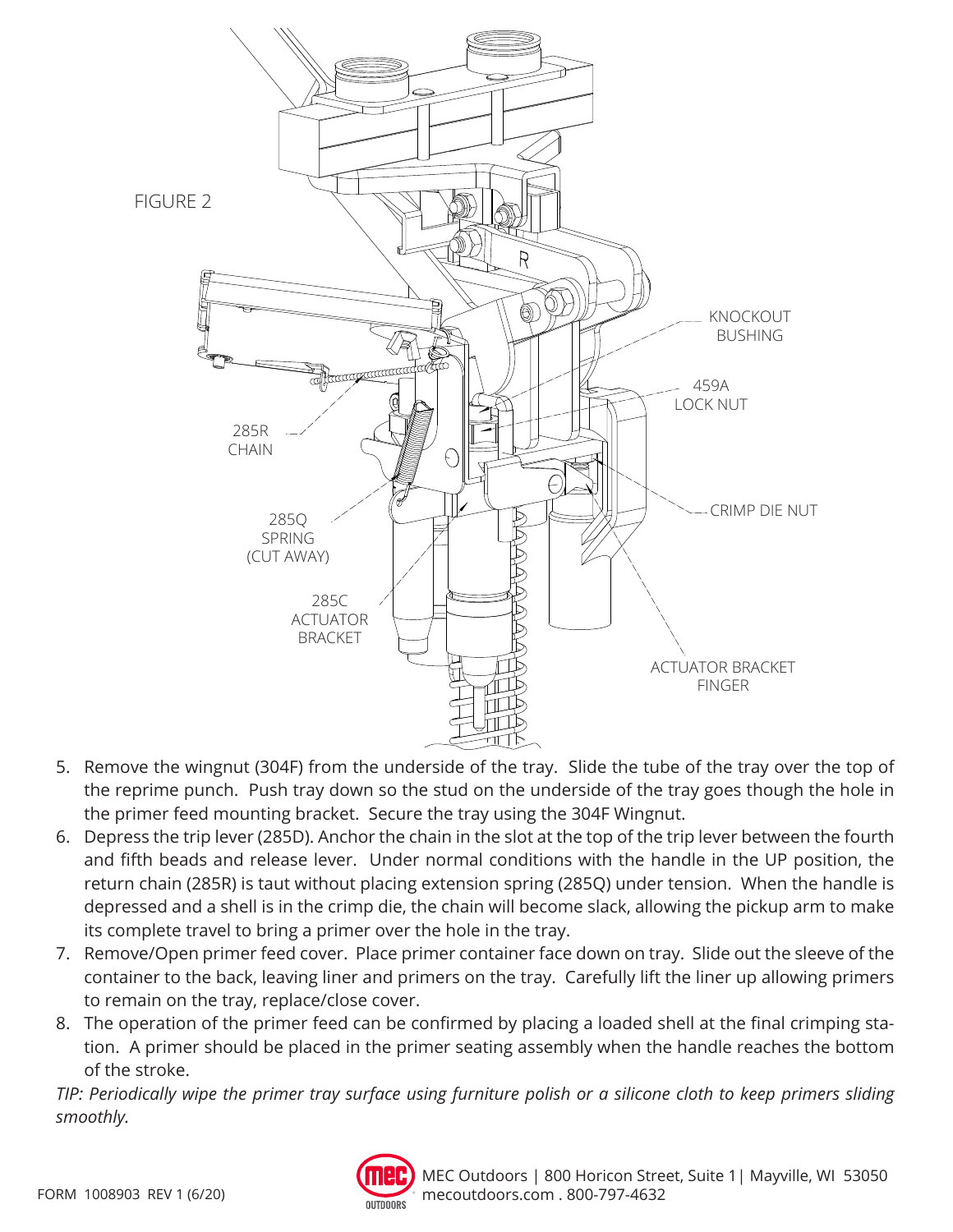FIGURE 2

KNOCKOUT BUSHING

459A LOCK NUT

285R CHAIN

CRIMP DIE NUT

285Q SPRING (CUT AWAY)

285C ACTUATOR BRACKET

ACTUATOR BRACKET FINGER

5. Remove the wingnut (304F) from the underside of the tray. Slide the tube of the tray over the top of the reprime punch. Push tray down so the stud on the underside of the tray goes though the hole in the primer feed mounting bracket. Secure the tray using the 304F Wingnut.
6. Depress the trip lever (285D). Anchor the chain in the slot at the top of the trip lever between the fourth and fifth beads and release lever. Under normal conditions with the handle in the UP position, the return chain (285R) is taut without placing extension spring (285Q) under tension. When the handle is depressed and a shell is in the crimp die, the chain will become slack, allowing the pickup arm to make its complete travel to bring a primer over the hole in the tray.
7. Remove/Open primer feed cover. Place primer container face down on tray. Slide out the sleeve of the container to the back, leaving liner and primers on the tray. Carefully lift the liner up allowing primers to remain on the tray, replace/close cover.
8. The operation of the primer feed can be confirmed by placing a loaded shell at the final crimping station. A primer should be placed in the primer seating assembly when the handle reaches the bottom of the stroke.

*TIP: Periodically wipe the primer tray surface using furniture polish or a silicone cloth to keep primers sliding smoothly.*

FORM 1008903 REV 1 (6/20)

MEC Outdoors | 800 Horicon Street, Suite 1| Mayville, WI 53050
mecoutdoors.com . 800-797-4632